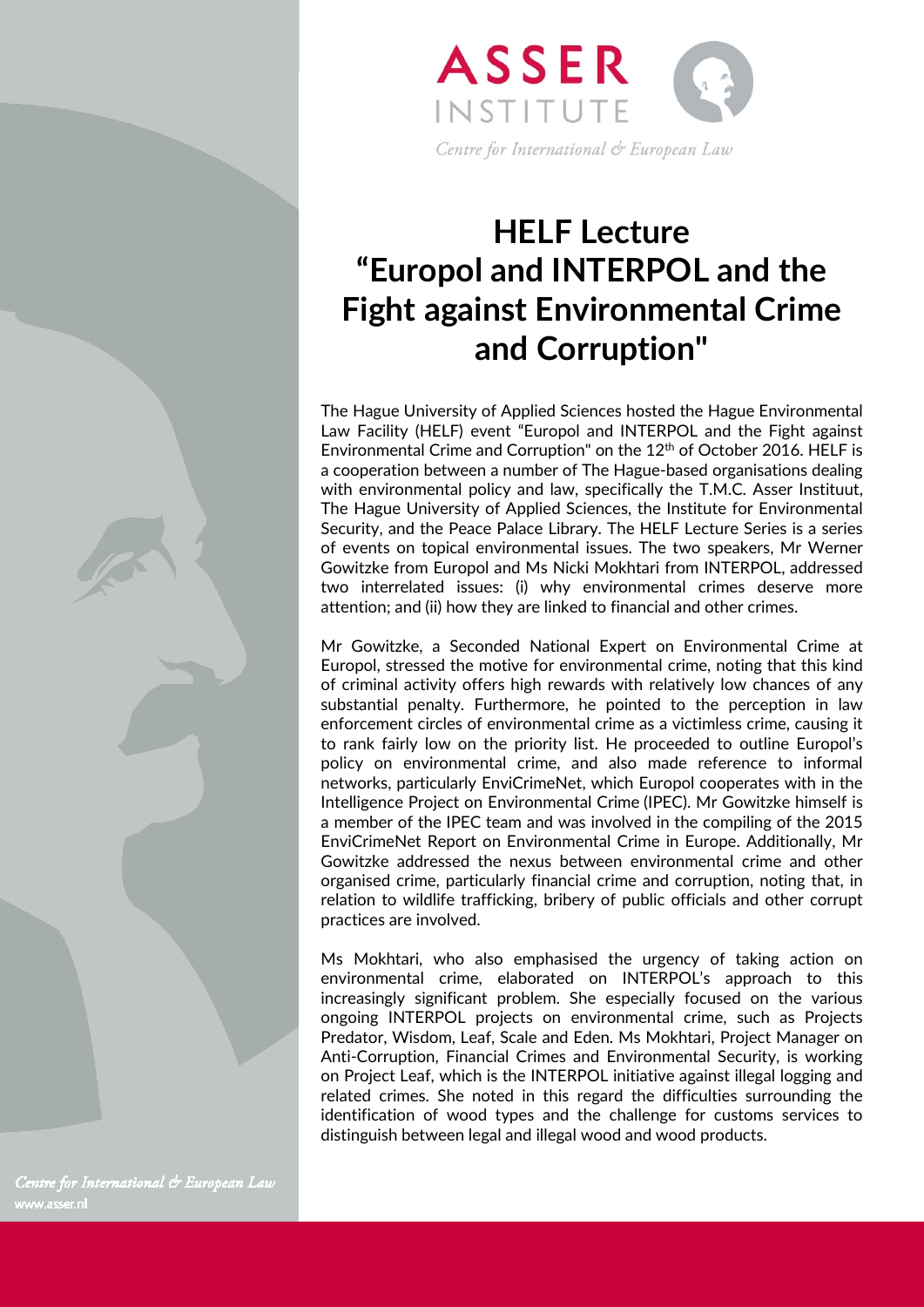ASSER INSTITUTE

*Centre for International & European Law*

# HELF Lecture "Europol and INTERPOL and the Fight against Environmental Crime and Corruption"

The Hague University of Applied Sciences hosted the Hague Environmental Law Facility (HELF) event "Europol and INTERPOL and the Fight against Environmental Crime and Corruption" on the 12th of October 2016. HELF is a cooperation between a number of The Hague-based organisations dealing with environmental policy and law, specifically the T.M.C. Asser Instituut, The Hague University of Applied Sciences, the Institute for Environmental Security, and the Peace Palace Library. The HELF Lecture Series is a series of events on topical environmental issues. The two speakers, Mr Werner Gowitzke from Europol and Ms Nicki Mokhtari from INTERPOL, addressed two interrelated issues: (i) why environmental crimes deserve more attention; and (ii) how they are linked to financial and other crimes.

Mr Gowitzke, a Seconded National Expert on Environmental Crime at Europol, stressed the motive for environmental crime, noting that this kind of criminal activity offers high rewards with relatively low chances of any substantial penalty. Furthermore, he pointed to the perception in law enforcement circles of environmental crime as a victimless crime, causing it to rank fairly low on the priority list. He proceeded to outline Europol's policy on environmental crime, and also made reference to informal networks, particularly EnviCrimeNet, which Europol cooperates with in the Intelligence Project on Environmental Crime (IPEC). Mr Gowitzke himself is a member of the IPEC team and was involved in the compiling of the 2015 EnviCrimeNet Report on Environmental Crime in Europe. Additionally, Mr Gowitzke addressed the nexus between environmental crime and other organised crime, particularly financial crime and corruption, noting that, in relation to wildlife trafficking, bribery of public officials and other corrupt practices are involved.

Ms Mokhtari, who also emphasised the urgency of taking action on environmental crime, elaborated on INTERPOL's approach to this increasingly significant problem. She especially focused on the various ongoing INTERPOL projects on environmental crime, such as Projects Predator, Wisdom, Leaf, Scale and Eden. Ms Mokhtari, Project Manager on Anti-Corruption, Financial Crimes and Environmental Security, is working on Project Leaf, which is the INTERPOL initiative against illegal logging and related crimes. She noted in this regard the difficulties surrounding the identification of wood types and the challenge for customs services to distinguish between legal and illegal wood and wood products.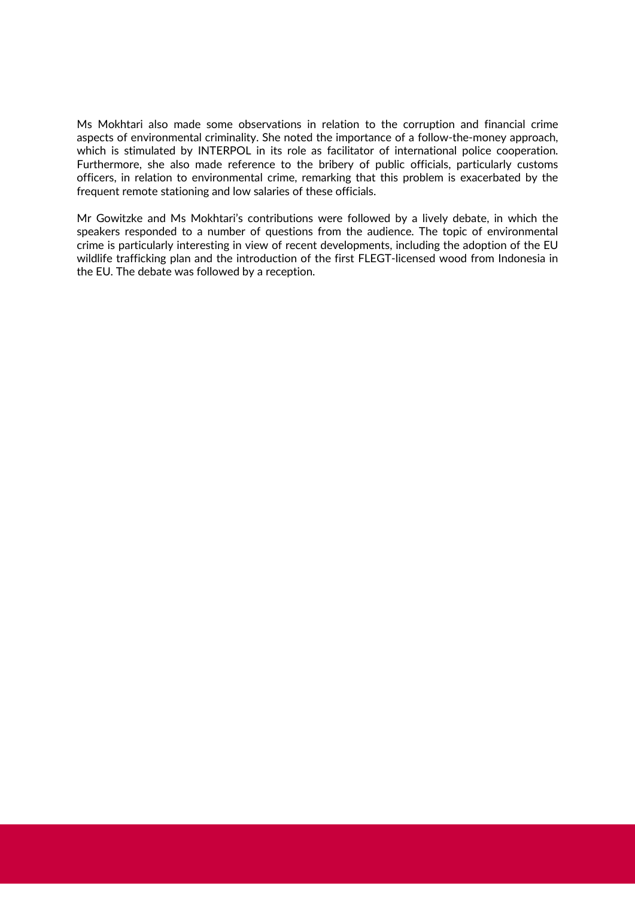Ms Mokhtari also made some observations in relation to the corruption and financial crime aspects of environmental criminality. She noted the importance of a follow-the-money approach, which is stimulated by INTERPOL in its role as facilitator of international police cooperation. Furthermore, she also made reference to the bribery of public officials, particularly customs officers, in relation to environmental crime, remarking that this problem is exacerbated by the frequent remote stationing and low salaries of these officials.

Mr Gowitzke and Ms Mokhtari's contributions were followed by a lively debate, in which the speakers responded to a number of questions from the audience. The topic of environmental crime is particularly interesting in view of recent developments, including the adoption of the EU wildlife trafficking plan and the introduction of the first FLEGT-licensed wood from Indonesia in the EU. The debate was followed by a reception.